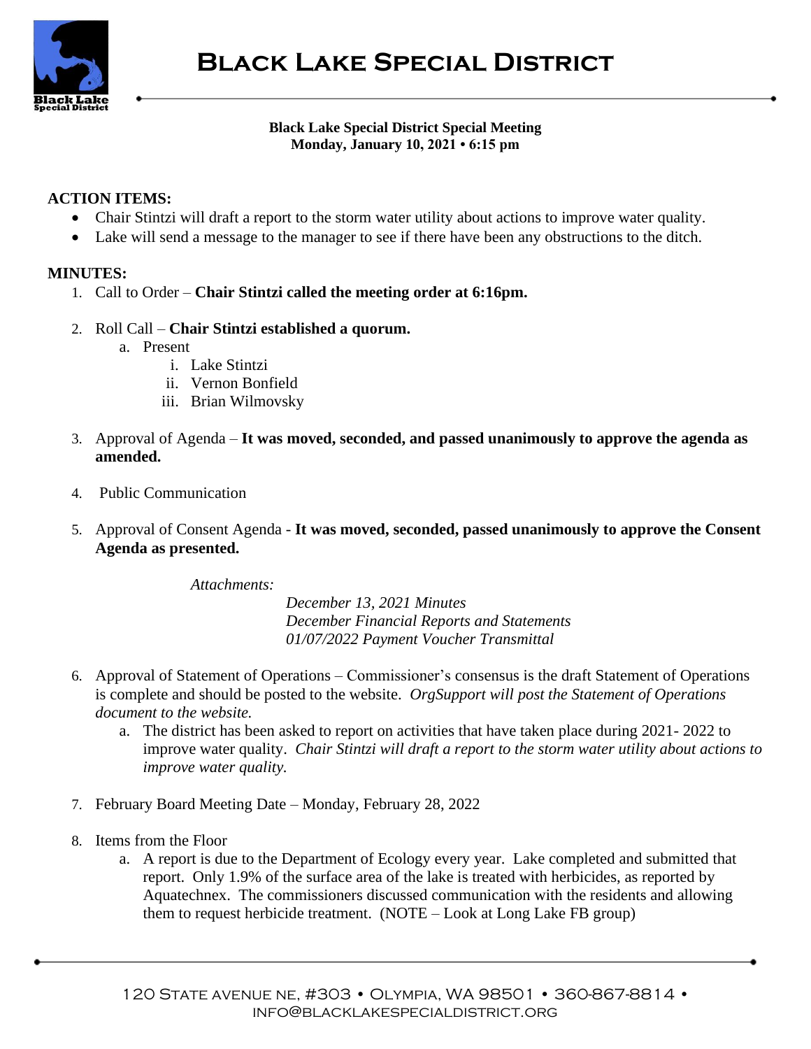# Black Lake Special District

**Black Lake Special District Special Meeting**
**Monday, January 10, 2021 • 6:15 pm**

**ACTION ITEMS:**

- Chair Stintzi will draft a report to the storm water utility about actions to improve water quality.
- Lake will send a message to the manager to see if there have been any obstructions to the ditch.

**MINUTES:**

1. Call to Order – **Chair Stintzi called the meeting order at 6:16pm.**
2. Roll Call – **Chair Stintzi established a quorum.**
   a. Present
      i. Lake Stintzi
      ii. Vernon Bonfield
      iii. Brian Wilmovsky
3. Approval of Agenda – **It was moved, seconded, and passed unanimously to approve the agenda as amended.**
4. Public Communication
5. Approval of Consent Agenda - **It was moved, seconded, passed unanimously to approve the Consent Agenda as presented.**

   *Attachments:*
   *December 13, 2021 Minutes*
   *December Financial Reports and Statements*
   *01/07/2022 Payment Voucher Transmittal*

6. Approval of Statement of Operations – Commissioner's consensus is the draft Statement of Operations is complete and should be posted to the website. *OrgSupport will post the Statement of Operations document to the website.*
   a. The district has been asked to report on activities that have taken place during 2021- 2022 to improve water quality. *Chair Stintzi will draft a report to the storm water utility about actions to improve water quality.*
7. February Board Meeting Date – Monday, February 28, 2022
8. Items from the Floor
   a. A report is due to the Department of Ecology every year. Lake completed and submitted that report. Only 1.9% of the surface area of the lake is treated with herbicides, as reported by Aquatechnex. The commissioners discussed communication with the residents and allowing them to request herbicide treatment. (NOTE – Look at Long Lake FB group)

120 State Avenue NE, #303 • Olympia, WA 98501 • 360-867-8814 • info@blacklakespecialdistrict.org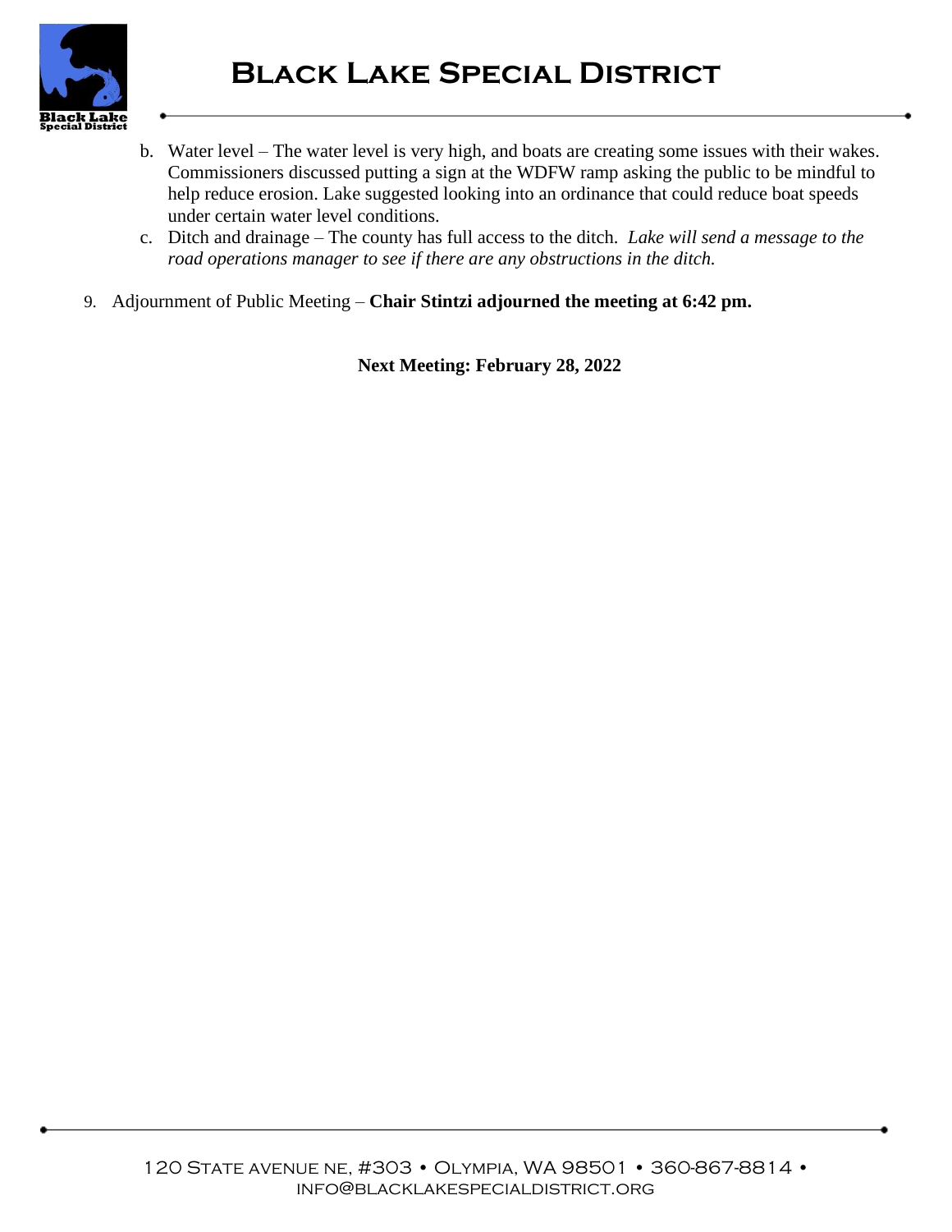b. Water level – The water level is very high, and boats are creating some issues with their wakes. Commissioners discussed putting a sign at the WDFW ramp asking the public to be mindful to help reduce erosion. Lake suggested looking into an ordinance that could reduce boat speeds under certain water level conditions.
c. Ditch and drainage – The county has full access to the ditch. *Lake will send a message to the road operations manager to see if there are any obstructions in the ditch.*

9. Adjournment of Public Meeting – **Chair Stintzi adjourned the meeting at 6:42 pm.**

**Next Meeting: February 28, 2022**